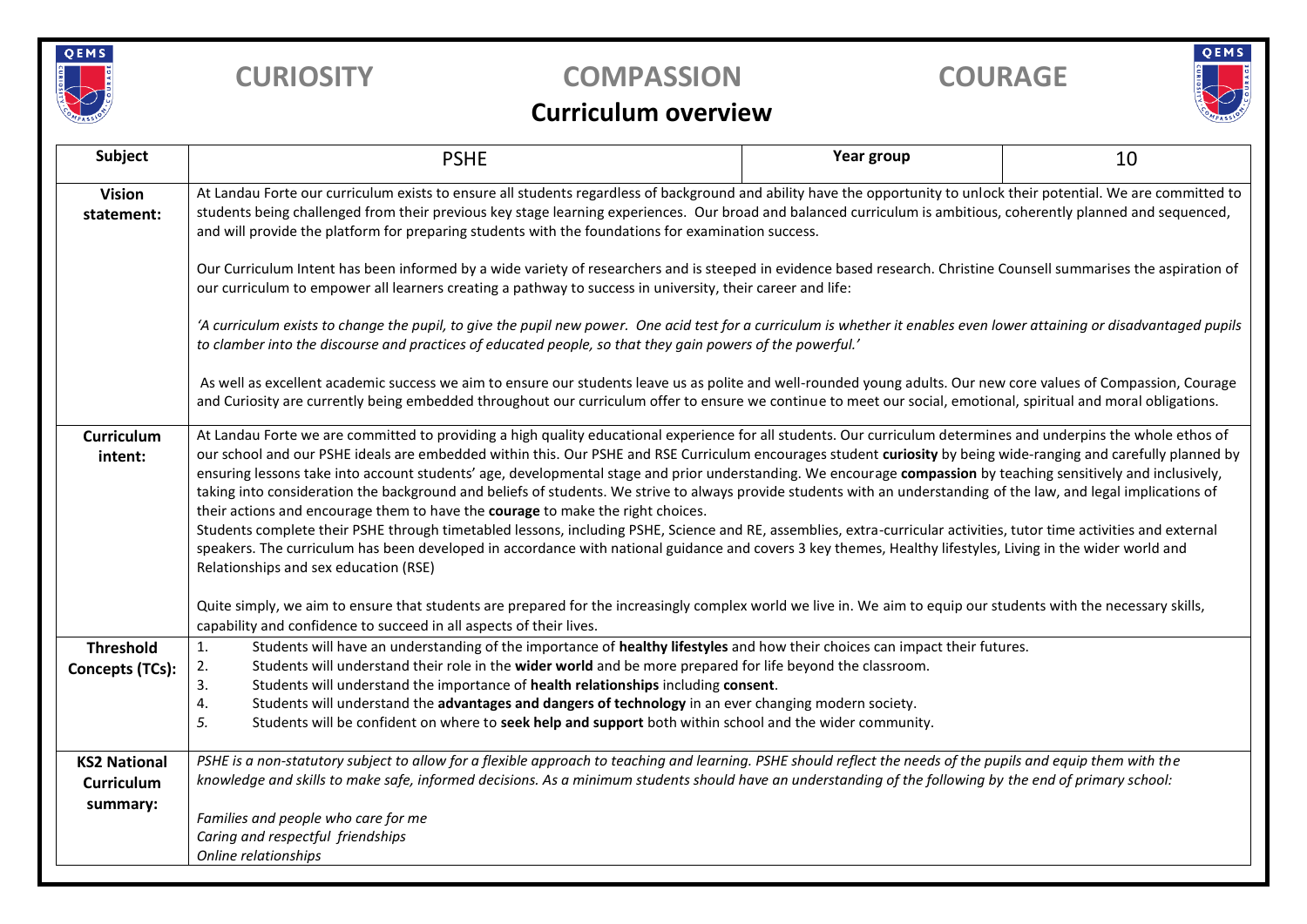**CURIOSITY COMPASSION COURAGE**

# Curriculum overview

| Subject | PSHE | Year group | 10 |
|---|---|---|---|
| **Vision statement:** | At Landau Forte our curriculum exists to ensure all students regardless of background and ability have the opportunity to unlock their potential. We are committed to students being challenged from their previous key stage learning experiences. Our broad and balanced curriculum is ambitious, coherently planned and sequenced, and will provide the platform for preparing students with the foundations for examination success.<br><br>Our Curriculum Intent has been informed by a wide variety of researchers and is steeped in evidence based research. Christine Counsell summarises the aspiration of our curriculum to empower all learners creating a pathway to success in university, their career and life:<br><br>*'A curriculum exists to change the pupil, to give the pupil new power. One acid test for a curriculum is whether it enables even lower attaining or disadvantaged pupils to clamber into the discourse and practices of educated people, so that they gain powers of the powerful.'*<br><br>As well as excellent academic success we aim to ensure our students leave us as polite and well-rounded young adults. Our new core values of Compassion, Courage and Curiosity are currently being embedded throughout our curriculum offer to ensure we continue to meet our social, emotional, spiritual and moral obligations. | | |
| **Curriculum intent:** | At Landau Forte we are committed to providing a high quality educational experience for all students. Our curriculum determines and underpins the whole ethos of our school and our PSHE ideals are embedded within this. Our PSHE and RSE Curriculum encourages student **curiosity** by being wide-ranging and carefully planned by ensuring lessons take into account students' age, developmental stage and prior understanding. We encourage **compassion** by teaching sensitively and inclusively, taking into consideration the background and beliefs of students. We strive to always provide students with an understanding of the law, and legal implications of their actions and encourage them to have the **courage** to make the right choices.<br>Students complete their PSHE through timetabled lessons, including PSHE, Science and RE, assemblies, extra-curricular activities, tutor time activities and external speakers. The curriculum has been developed in accordance with national guidance and covers 3 key themes, Healthy lifestyles, Living in the wider world and Relationships and sex education (RSE)<br><br>Quite simply, we aim to ensure that students are prepared for the increasingly complex world we live in. We aim to equip our students with the necessary skills, capability and confidence to succeed in all aspects of their lives. | | |
| **Threshold Concepts (TCs):** | 1. Students will have an understanding of the importance of **healthy lifestyles** and how their choices can impact their futures.<br>2. Students will understand their role in the **wider world** and be more prepared for life beyond the classroom.<br>3. Students will understand the importance of **health relationships** including **consent**.<br>4. Students will understand the **advantages and dangers of technology** in an ever changing modern society.<br>*5.* Students will be confident on where to **seek help and support** both within school and the wider community. | | |
| **KS2 National Curriculum summary:** | *PSHE is a non-statutory subject to allow for a flexible approach to teaching and learning. PSHE should reflect the needs of the pupils and equip them with the knowledge and skills to make safe, informed decisions. As a minimum students should have an understanding of the following by the end of primary school:*<br><br>*Families and people who care for me*<br>*Caring and respectful friendships*<br>*Online relationships* | | |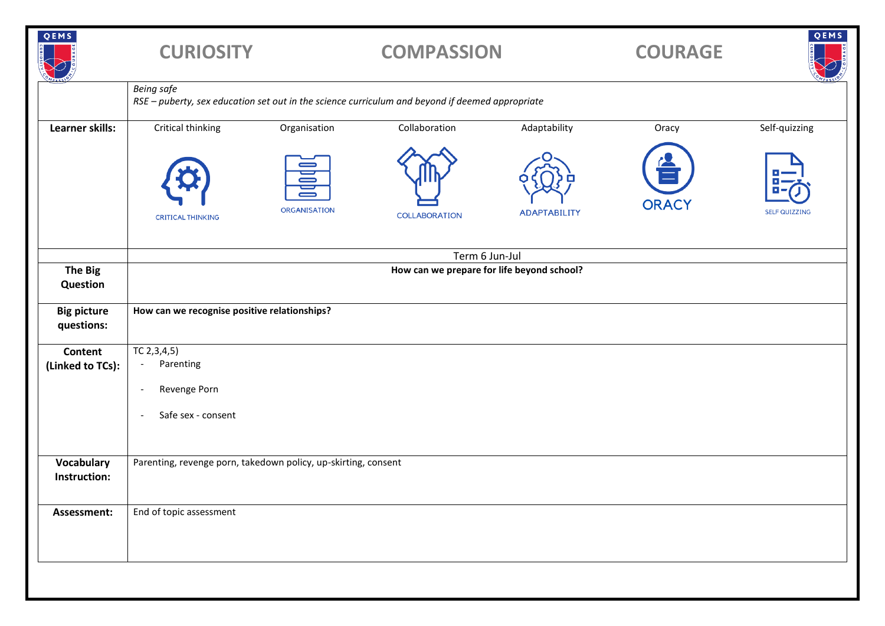**CURIOSITY** **COMPASSION** **COURAGE**

| | |
|---|---|
| | *Being safe*<br>*RSE – puberty, sex education set out in the science curriculum and beyond if deemed appropriate* |
| **Learner skills:** | Critical thinking, Organisation, Collaboration, Adaptability, Oracy, Self-quizzing |
| | Term 6 Jun-Jul |
| **The Big Question** | **How can we prepare for life beyond school?** |
| **Big picture questions:** | **How can we recognise positive relationships?** |
| **Content (Linked to TCs):** | TC 2,3,4,5)<br>- Parenting<br>- Revenge Porn<br>- Safe sex - consent |
| **Vocabulary Instruction:** | Parenting, revenge porn, takedown policy, up-skirting, consent |
| **Assessment:** | End of topic assessment |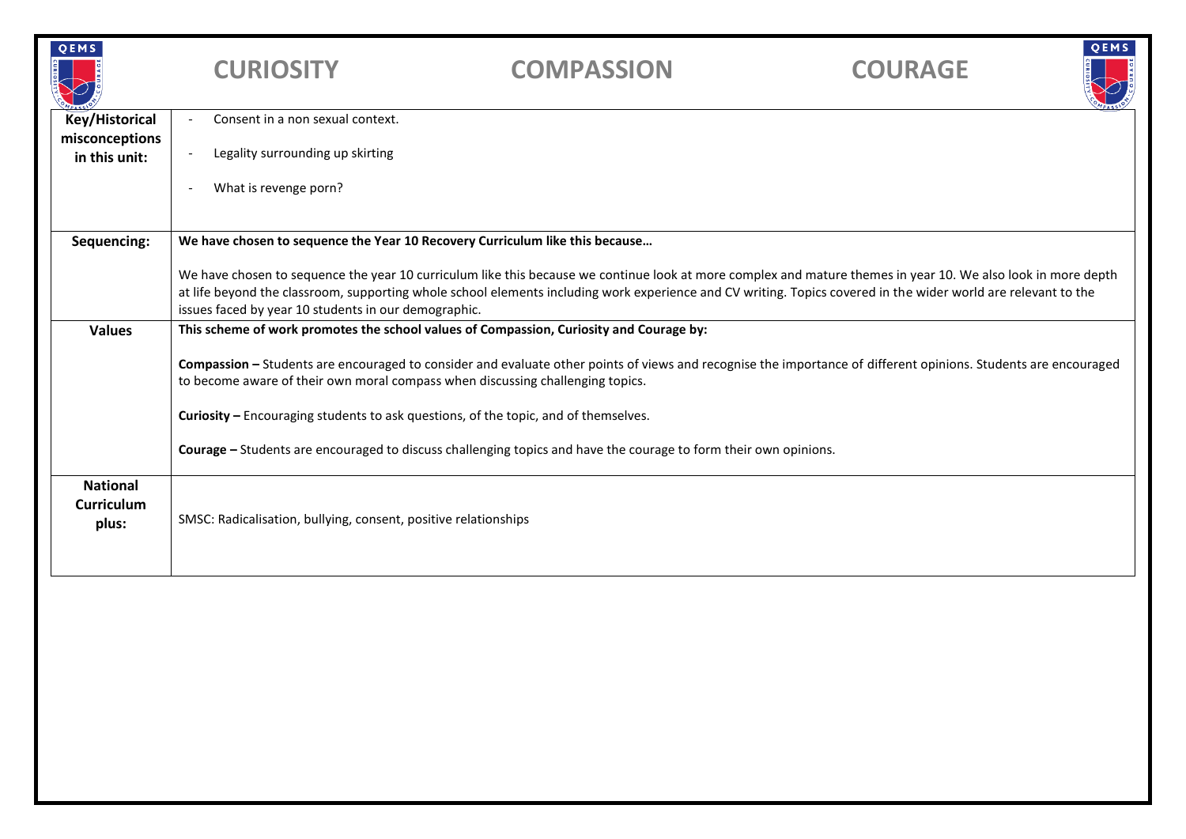CURIOSITY COMPASSION COURAGE

| | |
|---|---|
| **Key/Historical misconceptions in this unit:** | - Consent in a non sexual context.<br><br>- Legality surrounding up skirting<br><br>- What is revenge porn? |
| **Sequencing:** | **We have chosen to sequence the Year 10 Recovery Curriculum like this because…**<br><br>We have chosen to sequence the year 10 curriculum like this because we continue look at more complex and mature themes in year 10. We also look in more depth at life beyond the classroom, supporting whole school elements including work experience and CV writing. Topics covered in the wider world are relevant to the issues faced by year 10 students in our demographic. |
| **Values** | **This scheme of work promotes the school values of Compassion, Curiosity and Courage by:**<br><br>**Compassion –** Students are encouraged to consider and evaluate other points of views and recognise the importance of different opinions. Students are encouraged to become aware of their own moral compass when discussing challenging topics.<br><br>**Curiosity –** Encouraging students to ask questions, of the topic, and of themselves.<br><br>**Courage –** Students are encouraged to discuss challenging topics and have the courage to form their own opinions. |
| **National Curriculum plus:** | SMSC: Radicalisation, bullying, consent, positive relationships |